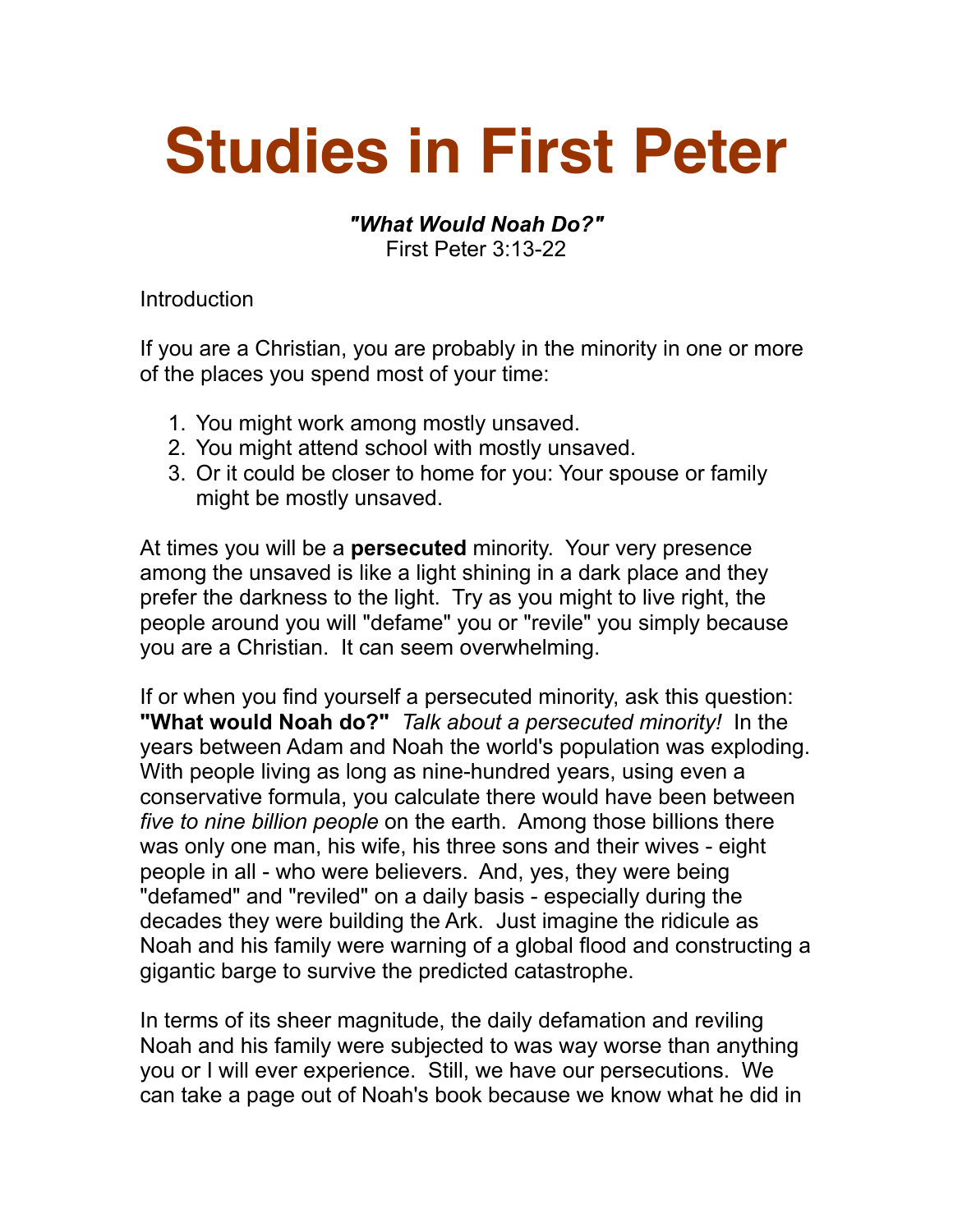# Studies in First Peter

***"What Would Noah Do?"***
First Peter 3:13-22

Introduction

If you are a Christian, you are probably in the minority in one or more of the places you spend most of your time:

1. You might work among mostly unsaved.
2. You might attend school with mostly unsaved.
3. Or it could be closer to home for you: Your spouse or family might be mostly unsaved.

At times you will be a **persecuted** minority. Your very presence among the unsaved is like a light shining in a dark place and they prefer the darkness to the light. Try as you might to live right, the people around you will "defame" you or "revile" you simply because you are a Christian. It can seem overwhelming.

If or when you find yourself a persecuted minority, ask this question: **"What would Noah do?"** *Talk about a persecuted minority!* In the years between Adam and Noah the world's population was exploding. With people living as long as nine-hundred years, using even a conservative formula, you calculate there would have been between *five to nine billion people* on the earth. Among those billions there was only one man, his wife, his three sons and their wives - eight people in all - who were believers. And, yes, they were being "defamed" and "reviled" on a daily basis - especially during the decades they were building the Ark. Just imagine the ridicule as Noah and his family were warning of a global flood and constructing a gigantic barge to survive the predicted catastrophe.

In terms of its sheer magnitude, the daily defamation and reviling Noah and his family were subjected to was way worse than anything you or I will ever experience. Still, we have our persecutions. We can take a page out of Noah's book because we know what he did in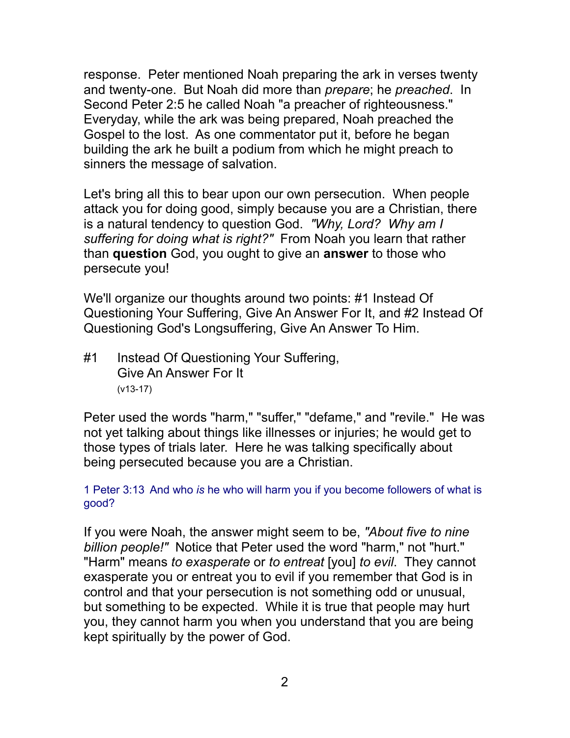response. Peter mentioned Noah preparing the ark in verses twenty and twenty-one. But Noah did more than *prepare*; he *preached*. In Second Peter 2:5 he called Noah "a preacher of righteousness." Everyday, while the ark was being prepared, Noah preached the Gospel to the lost. As one commentator put it, before he began building the ark he built a podium from which he might preach to sinners the message of salvation.

Let's bring all this to bear upon our own persecution. When people attack you for doing good, simply because you are a Christian, there is a natural tendency to question God. *"Why, Lord? Why am I suffering for doing what is right?"* From Noah you learn that rather than **question** God, you ought to give an **answer** to those who persecute you!

We'll organize our thoughts around two points: #1 Instead Of Questioning Your Suffering, Give An Answer For It, and #2 Instead Of Questioning God's Longsuffering, Give An Answer To Him.

## #1 Instead Of Questioning Your Suffering, Give An Answer For It

(v13-17)

Peter used the words "harm," "suffer," "defame," and "revile." He was not yet talking about things like illnesses or injuries; he would get to those types of trials later. Here he was talking specifically about being persecuted because you are a Christian.

1 Peter 3:13 And who *is* he who will harm you if you become followers of what is good?

If you were Noah, the answer might seem to be, *"About five to nine billion people!"* Notice that Peter used the word "harm," not "hurt." "Harm" means *to exasperate* or *to entreat* [you] *to evil*. They cannot exasperate you or entreat you to evil if you remember that God is in control and that your persecution is not something odd or unusual, but something to be expected. While it is true that people may hurt you, they cannot harm you when you understand that you are being kept spiritually by the power of God.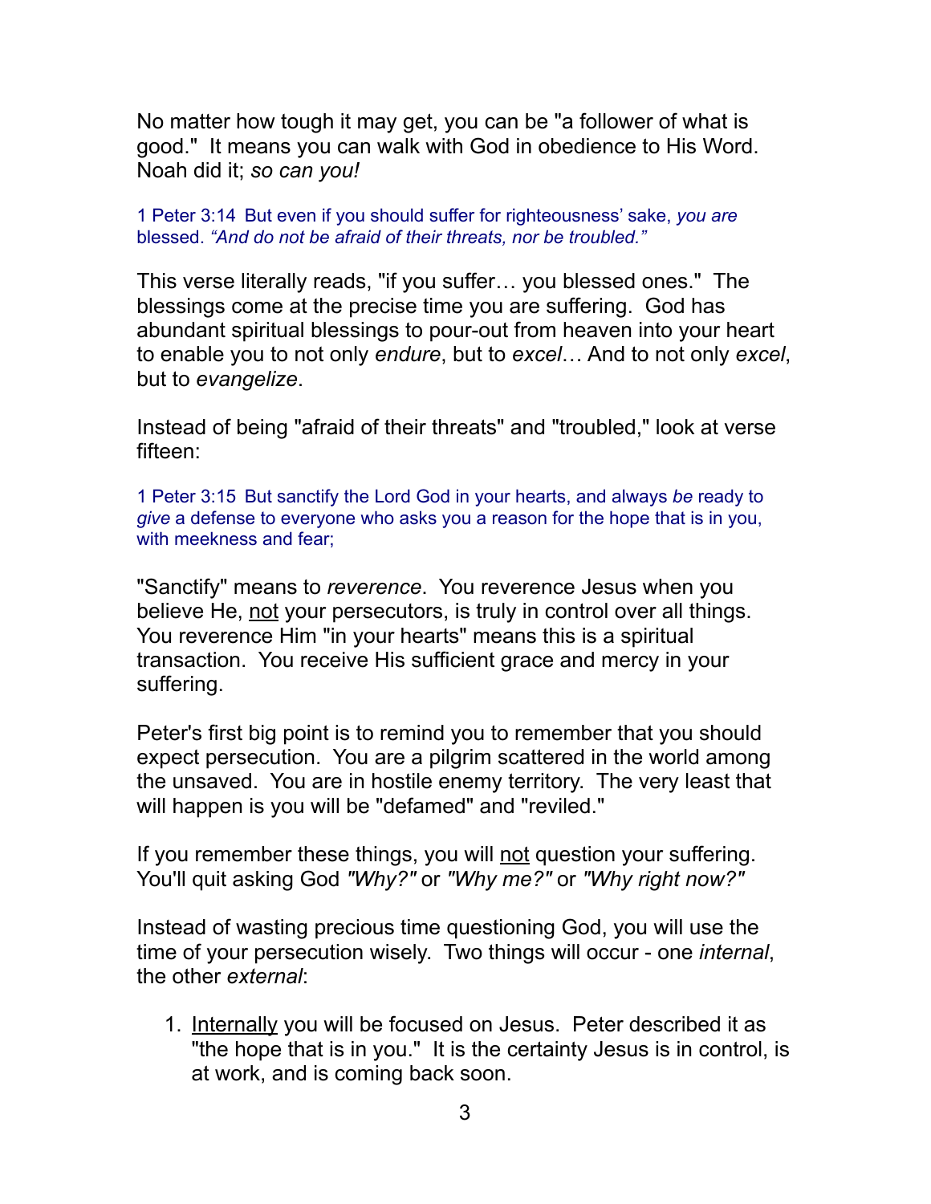No matter how tough it may get, you can be "a follower of what is good." It means you can walk with God in obedience to His Word. Noah did it; *so can you!*

1 Peter 3:14 But even if you should suffer for righteousness' sake, *you are* blessed. *"And do not be afraid of their threats, nor be troubled."*

This verse literally reads, "if you suffer… you blessed ones." The blessings come at the precise time you are suffering. God has abundant spiritual blessings to pour-out from heaven into your heart to enable you to not only *endure*, but to *excel*… And to not only *excel*, but to *evangelize*.

Instead of being "afraid of their threats" and "troubled," look at verse fifteen:

1 Peter 3:15 But sanctify the Lord God in your hearts, and always *be* ready to *give* a defense to everyone who asks you a reason for the hope that is in you, with meekness and fear;

"Sanctify" means to *reverence*. You reverence Jesus when you believe He, <u>not</u> your persecutors, is truly in control over all things. You reverence Him "in your hearts" means this is a spiritual transaction. You receive His sufficient grace and mercy in your suffering.

Peter's first big point is to remind you to remember that you should expect persecution. You are a pilgrim scattered in the world among the unsaved. You are in hostile enemy territory. The very least that will happen is you will be "defamed" and "reviled."

If you remember these things, you will <u>not</u> question your suffering. You'll quit asking God *"Why?"* or *"Why me?"* or *"Why right now?"*

Instead of wasting precious time questioning God, you will use the time of your persecution wisely. Two things will occur - one *internal*, the other *external*:

1. <u>Internally</u> you will be focused on Jesus. Peter described it as "the hope that is in you." It is the certainty Jesus is in control, is at work, and is coming back soon.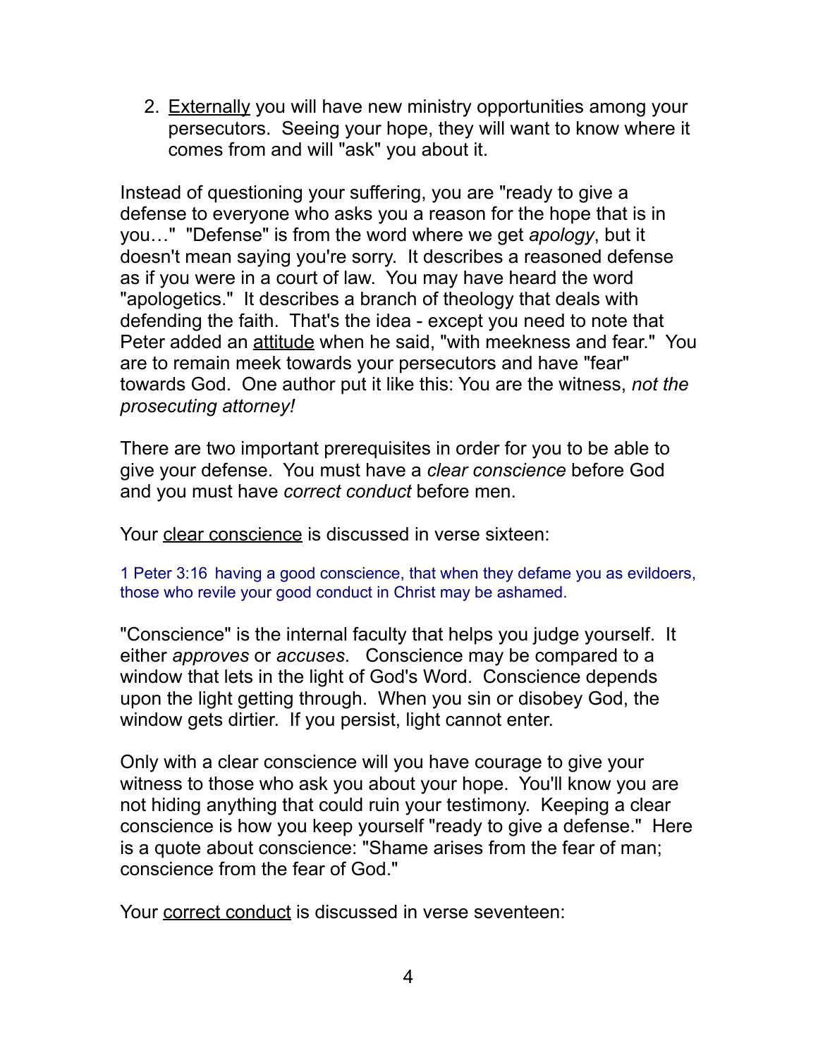2. <u>Externally</u> you will have new ministry opportunities among your persecutors. Seeing your hope, they will want to know where it comes from and will "ask" you about it.

Instead of questioning your suffering, you are "ready to give a defense to everyone who asks you a reason for the hope that is in you…" "Defense" is from the word where we get *apology*, but it doesn't mean saying you're sorry. It describes a reasoned defense as if you were in a court of law. You may have heard the word "apologetics." It describes a branch of theology that deals with defending the faith. That's the idea - except you need to note that Peter added an <u>attitude</u> when he said, "with meekness and fear." You are to remain meek towards your persecutors and have "fear" towards God. One author put it like this: You are the witness, *not the prosecuting attorney!*

There are two important prerequisites in order for you to be able to give your defense. You must have a *clear conscience* before God and you must have *correct conduct* before men.

Your <u>clear conscience</u> is discussed in verse sixteen:

1 Peter 3:16 having a good conscience, that when they defame you as evildoers, those who revile your good conduct in Christ may be ashamed.

"Conscience" is the internal faculty that helps you judge yourself. It either *approves* or *accuses*. Conscience may be compared to a window that lets in the light of God's Word. Conscience depends upon the light getting through. When you sin or disobey God, the window gets dirtier. If you persist, light cannot enter.

Only with a clear conscience will you have courage to give your witness to those who ask you about your hope. You'll know you are not hiding anything that could ruin your testimony. Keeping a clear conscience is how you keep yourself "ready to give a defense." Here is a quote about conscience: "Shame arises from the fear of man; conscience from the fear of God."

Your <u>correct conduct</u> is discussed in verse seventeen: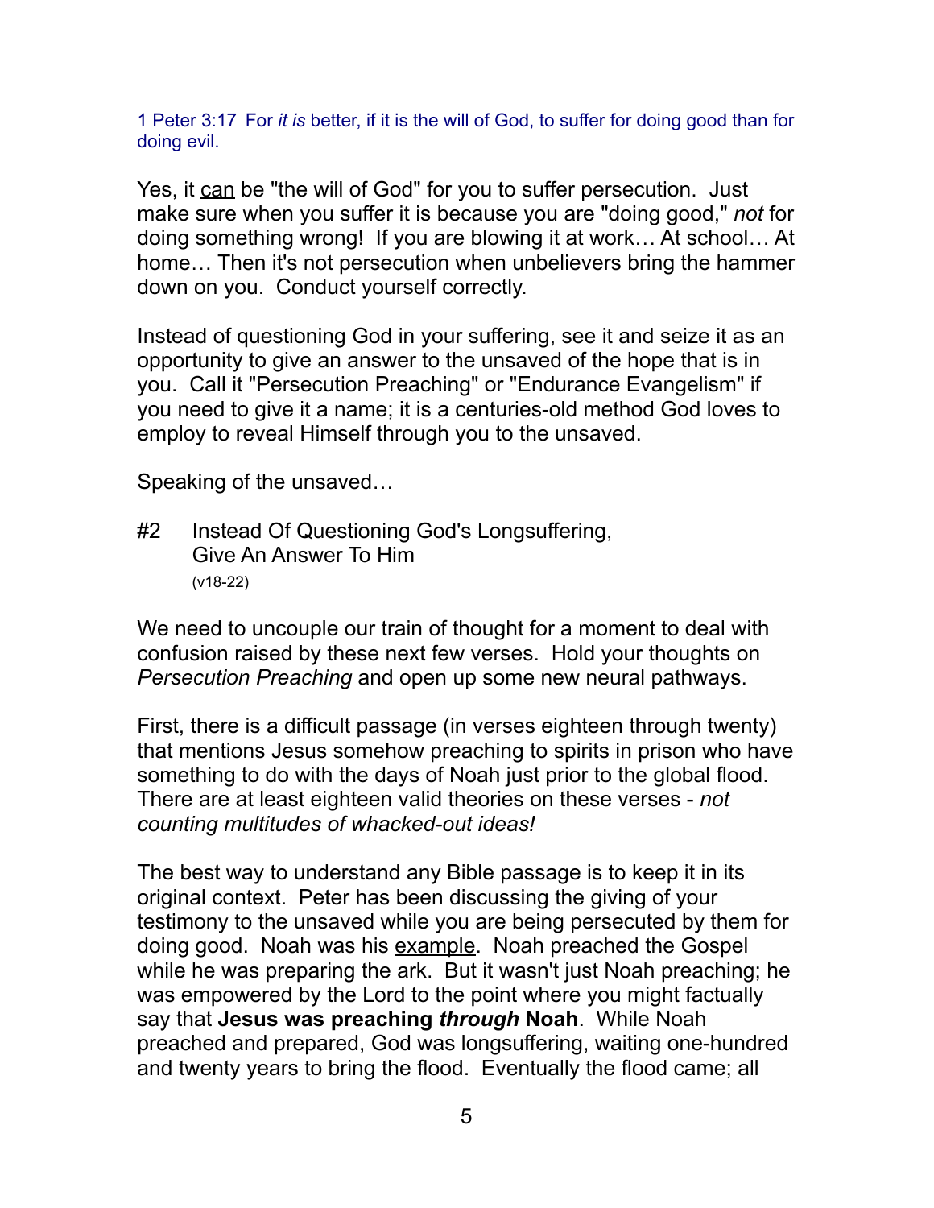1 Peter 3:17 For *it is* better, if it is the will of God, to suffer for doing good than for doing evil.

Yes, it <u>can</u> be "the will of God" for you to suffer persecution. Just make sure when you suffer it is because you are "doing good," *not* for doing something wrong! If you are blowing it at work… At school… At home… Then it's not persecution when unbelievers bring the hammer down on you. Conduct yourself correctly.

Instead of questioning God in your suffering, see it and seize it as an opportunity to give an answer to the unsaved of the hope that is in you. Call it "Persecution Preaching" or "Endurance Evangelism" if you need to give it a name; it is a centuries-old method God loves to employ to reveal Himself through you to the unsaved.

Speaking of the unsaved…

#2 Instead Of Questioning God's Longsuffering, Give An Answer To Him
(v18-22)

We need to uncouple our train of thought for a moment to deal with confusion raised by these next few verses. Hold your thoughts on *Persecution Preaching* and open up some new neural pathways.

First, there is a difficult passage (in verses eighteen through twenty) that mentions Jesus somehow preaching to spirits in prison who have something to do with the days of Noah just prior to the global flood. There are at least eighteen valid theories on these verses - *not counting multitudes of whacked-out ideas!*

The best way to understand any Bible passage is to keep it in its original context. Peter has been discussing the giving of your testimony to the unsaved while you are being persecuted by them for doing good. Noah was his <u>example</u>. Noah preached the Gospel while he was preparing the ark. But it wasn't just Noah preaching; he was empowered by the Lord to the point where you might factually say that **Jesus was preaching *through* Noah**. While Noah preached and prepared, God was longsuffering, waiting one-hundred and twenty years to bring the flood. Eventually the flood came; all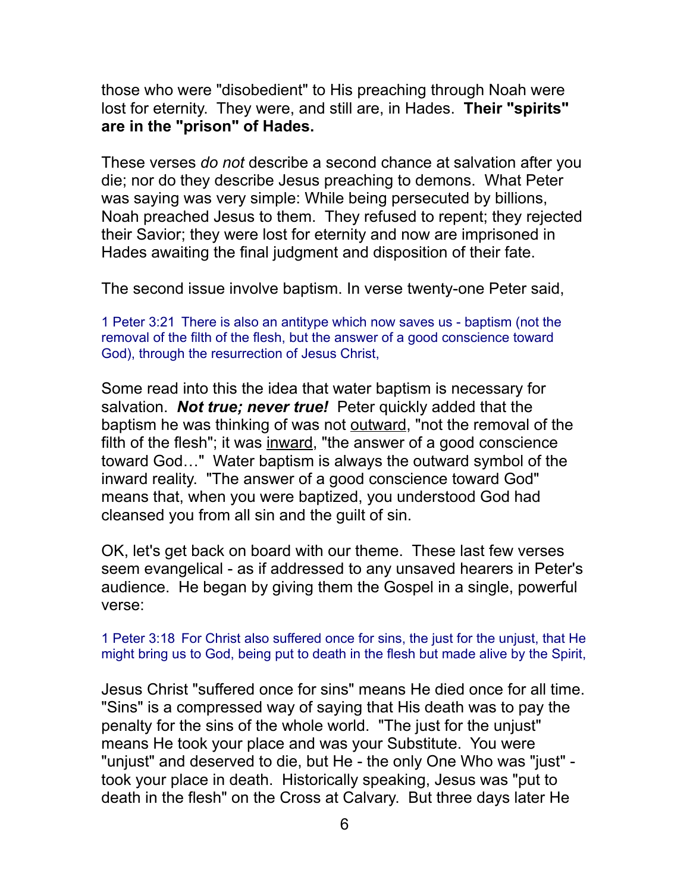those who were "disobedient" to His preaching through Noah were lost for eternity. They were, and still are, in Hades. **Their "spirits" are in the "prison" of Hades.**

These verses *do not* describe a second chance at salvation after you die; nor do they describe Jesus preaching to demons. What Peter was saying was very simple: While being persecuted by billions, Noah preached Jesus to them. They refused to repent; they rejected their Savior; they were lost for eternity and now are imprisoned in Hades awaiting the final judgment and disposition of their fate.

The second issue involve baptism. In verse twenty-one Peter said,

> 1 Peter 3:21 There is also an antitype which now saves us - baptism (not the removal of the filth of the flesh, but the answer of a good conscience toward God), through the resurrection of Jesus Christ,

Some read into this the idea that water baptism is necessary for salvation. ***Not true; never true!*** Peter quickly added that the baptism he was thinking of was not <u>outward</u>, "not the removal of the filth of the flesh"; it was <u>inward</u>, "the answer of a good conscience toward God…" Water baptism is always the outward symbol of the inward reality. "The answer of a good conscience toward God" means that, when you were baptized, you understood God had cleansed you from all sin and the guilt of sin.

OK, let's get back on board with our theme. These last few verses seem evangelical - as if addressed to any unsaved hearers in Peter's audience. He began by giving them the Gospel in a single, powerful verse:

> 1 Peter 3:18 For Christ also suffered once for sins, the just for the unjust, that He might bring us to God, being put to death in the flesh but made alive by the Spirit,

Jesus Christ "suffered once for sins" means He died once for all time. "Sins" is a compressed way of saying that His death was to pay the penalty for the sins of the whole world. "The just for the unjust" means He took your place and was your Substitute. You were "unjust" and deserved to die, but He - the only One Who was "just" - took your place in death. Historically speaking, Jesus was "put to death in the flesh" on the Cross at Calvary. But three days later He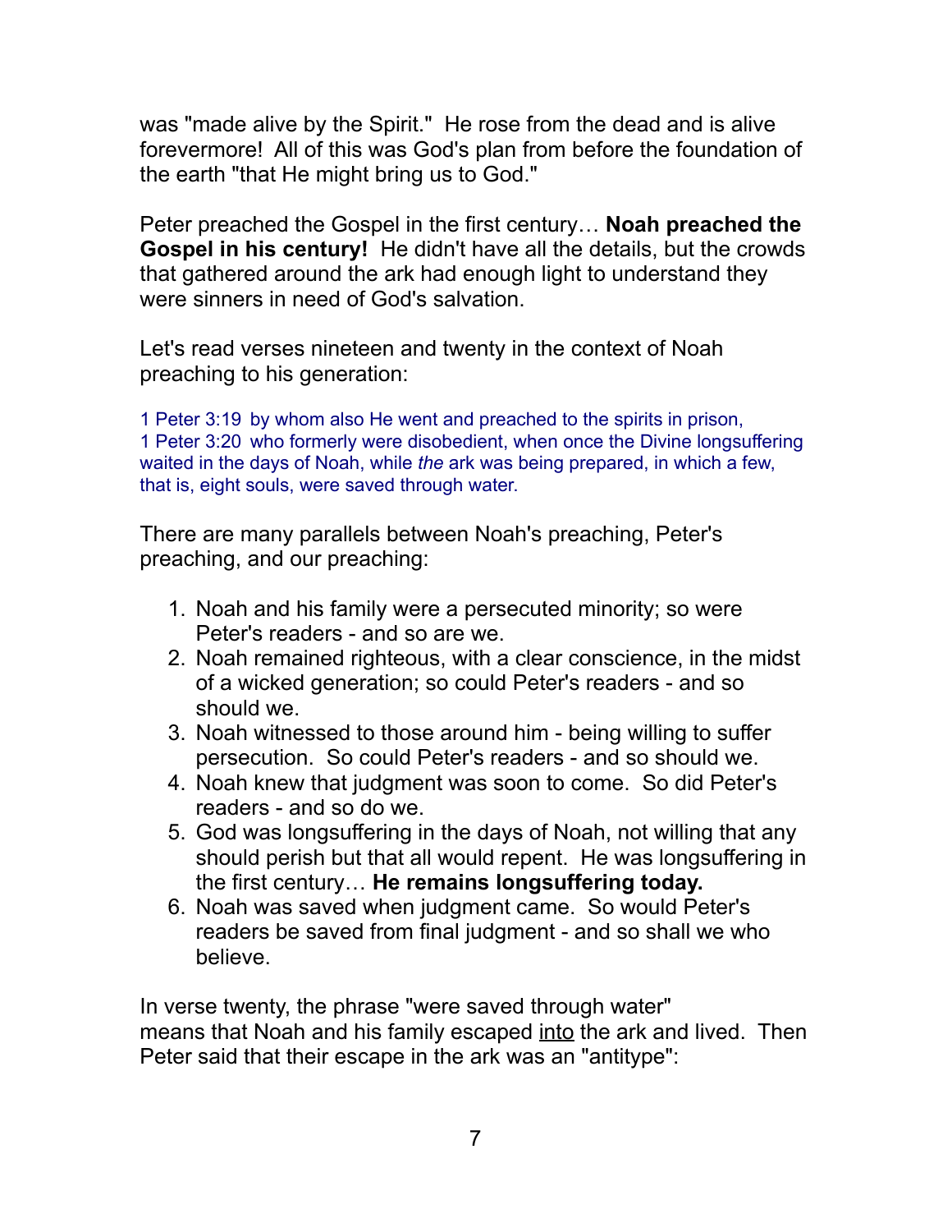was "made alive by the Spirit." He rose from the dead and is alive forevermore! All of this was God's plan from before the foundation of the earth "that He might bring us to God."

Peter preached the Gospel in the first century… **Noah preached the Gospel in his century!** He didn't have all the details, but the crowds that gathered around the ark had enough light to understand they were sinners in need of God's salvation.

Let's read verses nineteen and twenty in the context of Noah preaching to his generation:

1 Peter 3:19 by whom also He went and preached to the spirits in prison,
1 Peter 3:20 who formerly were disobedient, when once the Divine longsuffering waited in the days of Noah, while *the* ark was being prepared, in which a few, that is, eight souls, were saved through water.

There are many parallels between Noah's preaching, Peter's preaching, and our preaching:

1. Noah and his family were a persecuted minority; so were Peter's readers - and so are we.
2. Noah remained righteous, with a clear conscience, in the midst of a wicked generation; so could Peter's readers - and so should we.
3. Noah witnessed to those around him - being willing to suffer persecution. So could Peter's readers - and so should we.
4. Noah knew that judgment was soon to come. So did Peter's readers - and so do we.
5. God was longsuffering in the days of Noah, not willing that any should perish but that all would repent. He was longsuffering in the first century… **He remains longsuffering today.**
6. Noah was saved when judgment came. So would Peter's readers be saved from final judgment - and so shall we who believe.

In verse twenty, the phrase "were saved through water" means that Noah and his family escaped <u>into</u> the ark and lived. Then Peter said that their escape in the ark was an "antitype":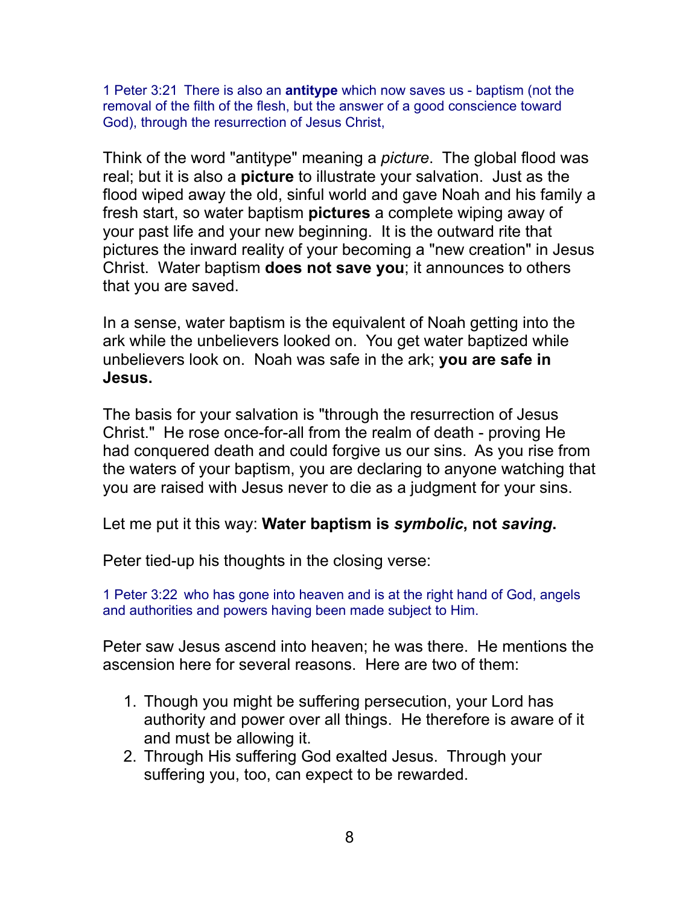1 Peter 3:21 There is also an **antitype** which now saves us - baptism (not the removal of the filth of the flesh, but the answer of a good conscience toward God), through the resurrection of Jesus Christ,

Think of the word "antitype" meaning a *picture*. The global flood was real; but it is also a **picture** to illustrate your salvation. Just as the flood wiped away the old, sinful world and gave Noah and his family a fresh start, so water baptism **pictures** a complete wiping away of your past life and your new beginning. It is the outward rite that pictures the inward reality of your becoming a "new creation" in Jesus Christ. Water baptism **does not save you**; it announces to others that you are saved.

In a sense, water baptism is the equivalent of Noah getting into the ark while the unbelievers looked on. You get water baptized while unbelievers look on. Noah was safe in the ark; **you are safe in Jesus.**

The basis for your salvation is "through the resurrection of Jesus Christ." He rose once-for-all from the realm of death - proving He had conquered death and could forgive us our sins. As you rise from the waters of your baptism, you are declaring to anyone watching that you are raised with Jesus never to die as a judgment for your sins.

Let me put it this way: **Water baptism is *symbolic*, not *saving*.**

Peter tied-up his thoughts in the closing verse:

1 Peter 3:22 who has gone into heaven and is at the right hand of God, angels and authorities and powers having been made subject to Him.

Peter saw Jesus ascend into heaven; he was there. He mentions the ascension here for several reasons. Here are two of them:

1. Though you might be suffering persecution, your Lord has authority and power over all things. He therefore is aware of it and must be allowing it.
2. Through His suffering God exalted Jesus. Through your suffering you, too, can expect to be rewarded.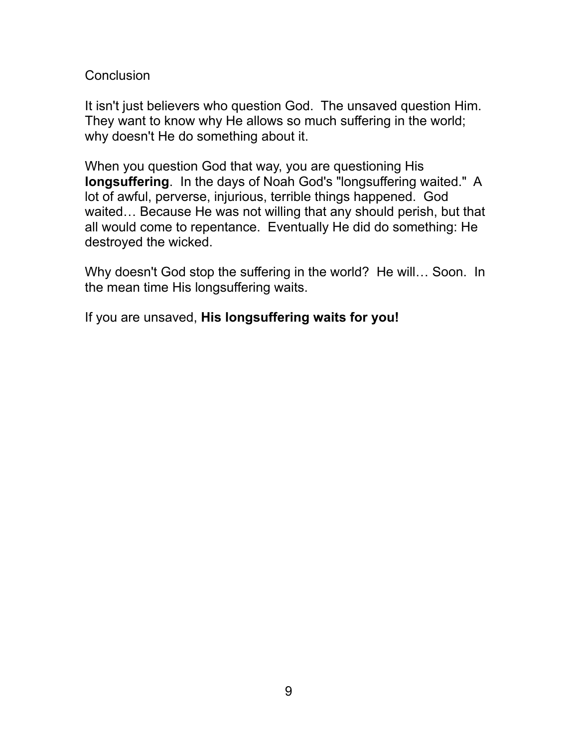## Conclusion

It isn't just believers who question God. The unsaved question Him. They want to know why He allows so much suffering in the world; why doesn't He do something about it.

When you question God that way, you are questioning His **longsuffering**. In the days of Noah God's "longsuffering waited." A lot of awful, perverse, injurious, terrible things happened. God waited… Because He was not willing that any should perish, but that all would come to repentance. Eventually He did do something: He destroyed the wicked.

Why doesn't God stop the suffering in the world? He will… Soon. In the mean time His longsuffering waits.

If you are unsaved, **His longsuffering waits for you!**